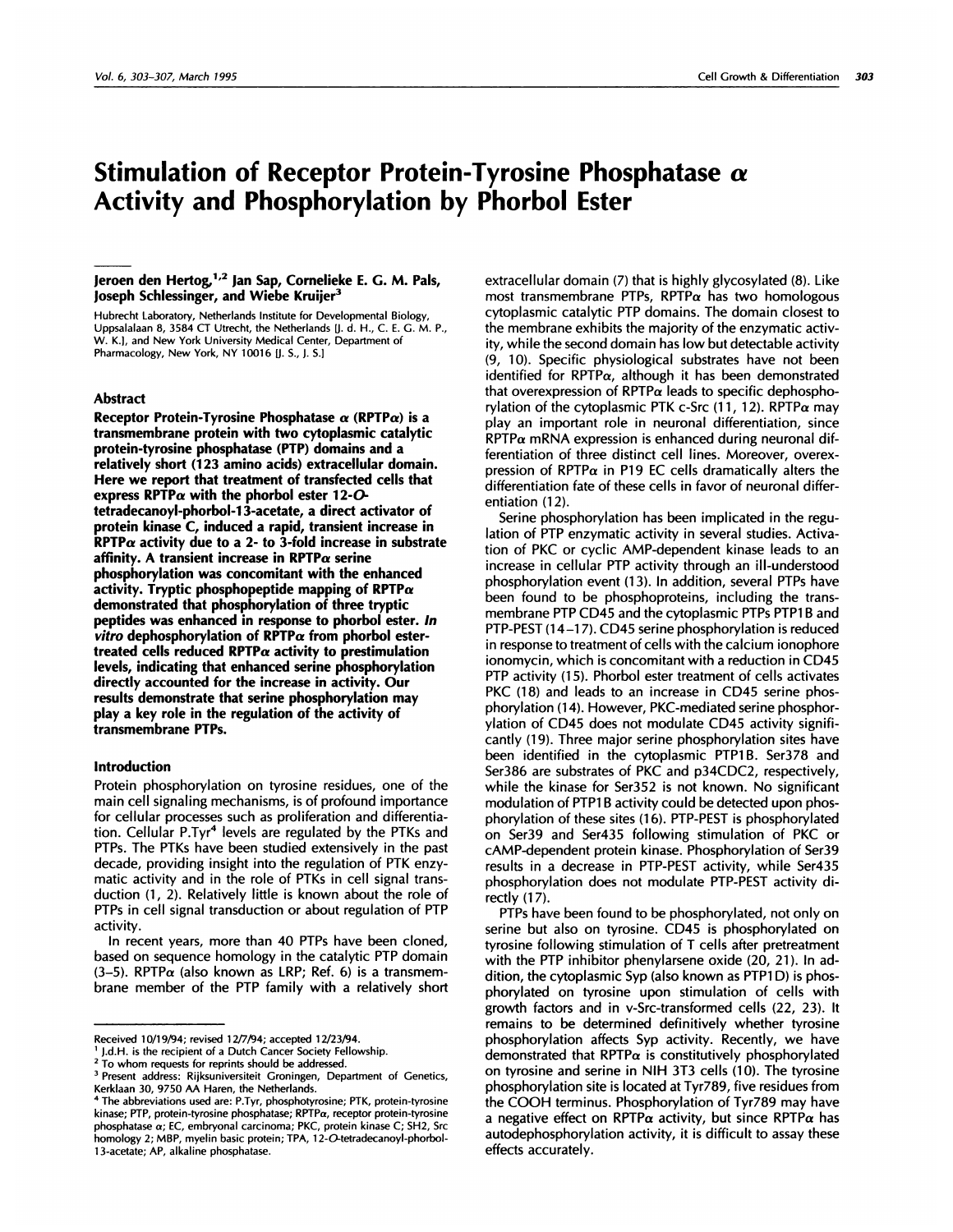# Stimulation of Receptor Protein-Tyrosine Phosphatase α Activity and Phosphorylation by Phorbol Ester

**Jeroen den Hertog,[1,2] Jan Sap, Cornelieke E. G. M. Pals, Joseph Schlessinger, and Wiebe Kruijer[3]**

Hubrecht Laboratory, Netherlands Institute for Developmental Biology, Uppsalalaan 8, 3584 CT Utrecht, the Netherlands [J. d. H., C. E. G. M. P., W. K.], and New York University Medical Center, Department of Pharmacology, New York, NY 10016 [J. S., J. S.]

## Abstract

**Receptor Protein-Tyrosine Phosphatase α (RPTPα) is a transmembrane protein with two cytoplasmic catalytic protein-tyrosine phosphatase (PTP) domains and a relatively short (123 amino acids) extracellular domain. Here we report that treatment of transfected cells that express RPTPα with the phorbol ester 12-*O*-tetradecanoyl-phorbol-13-acetate, a direct activator of protein kinase C, induced a rapid, transient increase in RPTPα activity due to a 2- to 3-fold increase in substrate affinity. A transient increase in RPTPα serine phosphorylation was concomitant with the enhanced activity. Tryptic phosphopeptide mapping of RPTPα demonstrated that phosphorylation of three tryptic peptides was enhanced in response to phorbol ester. *In vitro* dephosphorylation of RPTPα from phorbol ester-treated cells reduced RPTPα activity to prestimulation levels, indicating that enhanced serine phosphorylation directly accounted for the increase in activity. Our results demonstrate that serine phosphorylation may play a key role in the regulation of the activity of transmembrane PTPs.**

## Introduction

Protein phosphorylation on tyrosine residues, one of the main cell signaling mechanisms, is of profound importance for cellular processes such as proliferation and differentiation. Cellular P.Tyr[4] levels are regulated by the PTKs and PTPs. The PTKs have been studied extensively in the past decade, providing insight into the regulation of PTK enzymatic activity and in the role of PTKs in cell signal transduction (1, 2). Relatively little is known about the role of PTPs in cell signal transduction or about regulation of PTP activity.

In recent years, more than 40 PTPs have been cloned, based on sequence homology in the catalytic PTP domain (3–5). RPTPα (also known as LRP; Ref. 6) is a transmembrane member of the PTP family with a relatively short extracellular domain (7) that is highly glycosylated (8). Like most transmembrane PTPs, RPTPα has two homologous cytoplasmic catalytic PTP domains. The domain closest to the membrane exhibits the majority of the enzymatic activity, while the second domain has low but detectable activity (9, 10). Specific physiological substrates have not been identified for RPTPα, although it has been demonstrated that overexpression of RPTPα leads to specific dephosphorylation of the cytoplasmic PTK c-Src (11, 12). RPTPα may play an important role in neuronal differentiation, since RPTPα mRNA expression is enhanced during neuronal differentiation of three distinct cell lines. Moreover, overexpression of RPTPα in P19 EC cells dramatically alters the differentiation fate of these cells in favor of neuronal differentiation (12).

Serine phosphorylation has been implicated in the regulation of PTP enzymatic activity in several studies. Activation of PKC or cyclic AMP-dependent kinase leads to an increase in cellular PTP activity through an ill-understood phosphorylation event (13). In addition, several PTPs have been found to be phosphoproteins, including the transmembrane PTP CD45 and the cytoplasmic PTPs PTP1B and PTP-PEST (14–17). CD45 serine phosphorylation is reduced in response to treatment of cells with the calcium ionophore ionomycin, which is concomitant with a reduction in CD45 PTP activity (15). Phorbol ester treatment of cells activates PKC (18) and leads to an increase in CD45 serine phosphorylation (14). However, PKC-mediated serine phosphorylation of CD45 does not modulate CD45 activity significantly (19). Three major serine phosphorylation sites have been identified in the cytoplasmic PTP1B. Ser378 and Ser386 are substrates of PKC and p34CDC2, respectively, while the kinase for Ser352 is not known. No significant modulation of PTP1B activity could be detected upon phosphorylation of these sites (16). PTP-PEST is phosphorylated on Ser39 and Ser435 following stimulation of PKC or cAMP-dependent protein kinase. Phosphorylation of Ser39 results in a decrease in PTP-PEST activity, while Ser435 phosphorylation does not modulate PTP-PEST activity directly (17).

PTPs have been found to be phosphorylated, not only on serine but also on tyrosine. CD45 is phosphorylated on tyrosine following stimulation of T cells after pretreatment with the PTP inhibitor phenylarsene oxide (20, 21). In addition, the cytoplasmic Syp (also known as PTP1D) is phosphorylated on tyrosine upon stimulation of cells with growth factors and in v-Src-transformed cells (22, 23). It remains to be determined definitively whether tyrosine phosphorylation affects Syp activity. Recently, we have demonstrated that RPTPα is constitutively phosphorylated on tyrosine and serine in NIH 3T3 cells (10). The tyrosine phosphorylation site is located at Tyr789, five residues from the COOH terminus. Phosphorylation of Tyr789 may have a negative effect on RPTPα activity, but since RPTPα has autodephosphorylation activity, it is difficult to assay these effects accurately.

---

Received 10/19/94; revised 12/7/94; accepted 12/23/94.

[1] J.d.H. is the recipient of a Dutch Cancer Society Fellowship.

[2] To whom requests for reprints should be addressed.

[3] Present address: Rijksuniversiteit Groningen, Department of Genetics, Kerklaan 30, 9750 AA Haren, the Netherlands.

[4] The abbreviations used are: P.Tyr, phosphotyrosine; PTK, protein-tyrosine kinase; PTP, protein-tyrosine phosphatase; RPTPα, receptor protein-tyrosine phosphatase α; EC, embryonal carcinoma; PKC, protein kinase C; SH2, Src homology 2; MBP, myelin basic protein; TPA, 12-*O*-tetradecanoyl-phorbol-13-acetate; AP, alkaline phosphatase.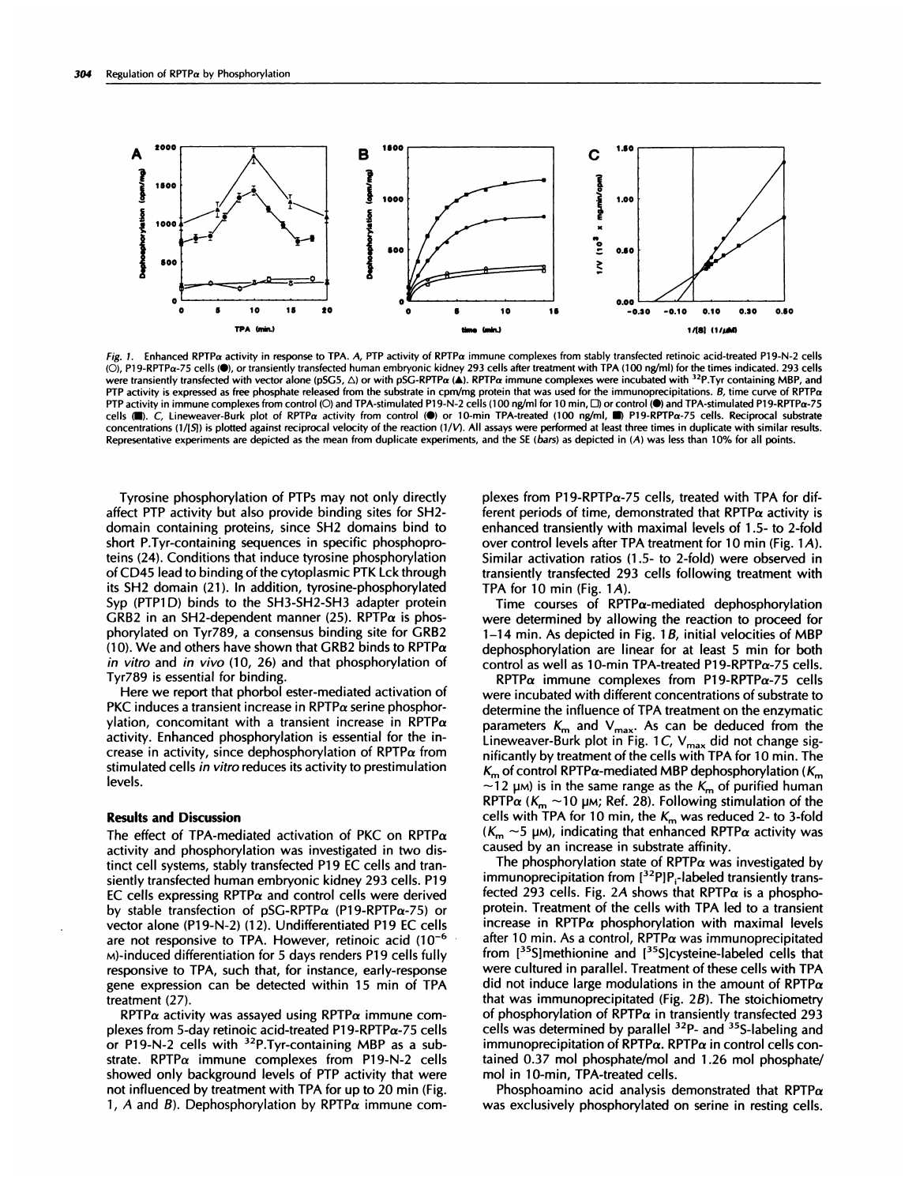Fig. 1. Enhanced RPTPα activity in response to TPA. *A*, PTP activity of RPTPα immune complexes from stably transfected retinoic acid-treated P19-N-2 cells (○), P19-RPTPα-75 cells (●), or transiently transfected human embryonic kidney 293 cells after treatment with TPA (100 ng/ml) for the times indicated. 293 cells were transiently transfected with vector alone (pSG5, △) or with pSG-RPTPα (▲). RPTPα immune complexes were incubated with $^{32}$P.Tyr containing MBP, and PTP activity is expressed as free phosphate released from the substrate in cpm/mg protein that was used for the immunoprecipitations. *B*, time curve of RPTPα PTP activity in immune complexes from control (○) and TPA-stimulated P19-N-2 cells (100 ng/ml for 10 min, □) or control (●) and TPA-stimulated P19-RPTPα-75 cells (■). *C*, Lineweaver-Burk plot of RPTPα activity from control (●) or 10-min TPA-treated (100 ng/ml, ■) P19-RPTPα-75 cells. Reciprocal substrate concentrations (1/[S]) is plotted against reciprocal velocity of the reaction (1/V). All assays were performed at least three times in duplicate with similar results. Representative experiments are depicted as the mean from duplicate experiments, and the SE (*bars*) as depicted in (*A*) was less than 10% for all points.

Tyrosine phosphorylation of PTPs may not only directly affect PTP activity but also provide binding sites for SH2-domain containing proteins, since SH2 domains bind to short P.Tyr-containing sequences in specific phosphoproteins (24). Conditions that induce tyrosine phosphorylation of CD45 lead to binding of the cytoplasmic PTK Lck through its SH2 domain (21). In addition, tyrosine-phosphorylated Syp (PTP1D) binds to the SH3-SH2-SH3 adapter protein GRB2 in an SH2-dependent manner (25). RPTPα is phosphorylated on Tyr789, a consensus binding site for GRB2 (10). We and others have shown that GRB2 binds to RPTPα *in vitro* and *in vivo* (10, 26) and that phosphorylation of Tyr789 is essential for binding.

Here we report that phorbol ester-mediated activation of PKC induces a transient increase in RPTPα serine phosphorylation, concomitant with a transient increase in RPTPα activity. Enhanced phosphorylation is essential for the increase in activity, since dephosphorylation of RPTPα from stimulated cells *in vitro* reduces its activity to prestimulation levels.

## Results and Discussion

The effect of TPA-mediated activation of PKC on RPTPα activity and phosphorylation was investigated in two distinct cell systems, stably transfected P19 EC cells and transiently transfected human embryonic kidney 293 cells. P19 EC cells expressing RPTPα and control cells were derived by stable transfection of pSG-RPTPα (P19-RPTPα-75) or vector alone (P19-N-2) (12). Undifferentiated P19 EC cells are not responsive to TPA. However, retinoic acid ($10^{-6}$ M)-induced differentiation for 5 days renders P19 cells fully responsive to TPA, such that, for instance, early-response gene expression can be detected within 15 min of TPA treatment (27).

RPTPα activity was assayed using RPTPα immune complexes from 5-day retinoic acid-treated P19-RPTPα-75 cells or P19-N-2 cells with $^{32}$P.Tyr-containing MBP as a substrate. RPTPα immune complexes from P19-N-2 cells showed only background levels of PTP activity that were not influenced by treatment with TPA for up to 20 min (Fig. 1, *A* and *B*). Dephosphorylation by RPTPα immune complexes from P19-RPTPα-75 cells, treated with TPA for different periods of time, demonstrated that RPTPα activity is enhanced transiently with maximal levels of 1.5- to 2-fold over control levels after TPA treatment for 10 min (Fig. 1*A*). Similar activation ratios (1.5- to 2-fold) were observed in transiently transfected 293 cells following treatment with TPA for 10 min (Fig. 1*A*).

Time courses of RPTPα-mediated dephosphorylation were determined by allowing the reaction to proceed for 1–14 min. As depicted in Fig. 1*B*, initial velocities of MBP dephosphorylation are linear for at least 5 min for both control as well as 10-min TPA-treated P19-RPTPα-75 cells.

RPTPα immune complexes from P19-RPTPα-75 cells were incubated with different concentrations of substrate to determine the influence of TPA treatment on the enzymatic parameters $K_m$ and $V_{max}$. As can be deduced from the Lineweaver-Burk plot in Fig. 1*C*, $V_{max}$ did not change significantly by treatment of the cells with TPA for 10 min. The $K_m$ of control RPTPα-mediated MBP dephosphorylation ($K_m$ ~12 μM) is in the same range as the $K_m$ of purified human RPTPα ($K_m$ ~10 μM; Ref. 28). Following stimulation of the cells with TPA for 10 min, the $K_m$ was reduced 2- to 3-fold ($K_m$ ~5 μM), indicating that enhanced RPTPα activity was caused by an increase in substrate affinity.

The phosphorylation state of RPTPα was investigated by immunoprecipitation from [$^{32}$P]$P_i$-labeled transiently transfected 293 cells. Fig. 2*A* shows that RPTPα is a phosphoprotein. Treatment of the cells with TPA led to a transient increase in RPTPα phosphorylation with maximal levels after 10 min. As a control, RPTPα was immunoprecipitated from [$^{35}$S]methionine and [$^{35}$S]cysteine-labeled cells that were cultured in parallel. Treatment of these cells with TPA did not induce large modulations in the amount of RPTPα that was immunoprecipitated (Fig. 2*B*). The stoichiometry of phosphorylation of RPTPα in transiently transfected 293 cells was determined by parallel $^{32}$P- and $^{35}$S-labeling and immunoprecipitation of RPTPα. RPTPα in control cells contained 0.37 mol phosphate/mol and 1.26 mol phosphate/mol in 10-min, TPA-treated cells.

Phosphoamino acid analysis demonstrated that RPTPα was exclusively phosphorylated on serine in resting cells.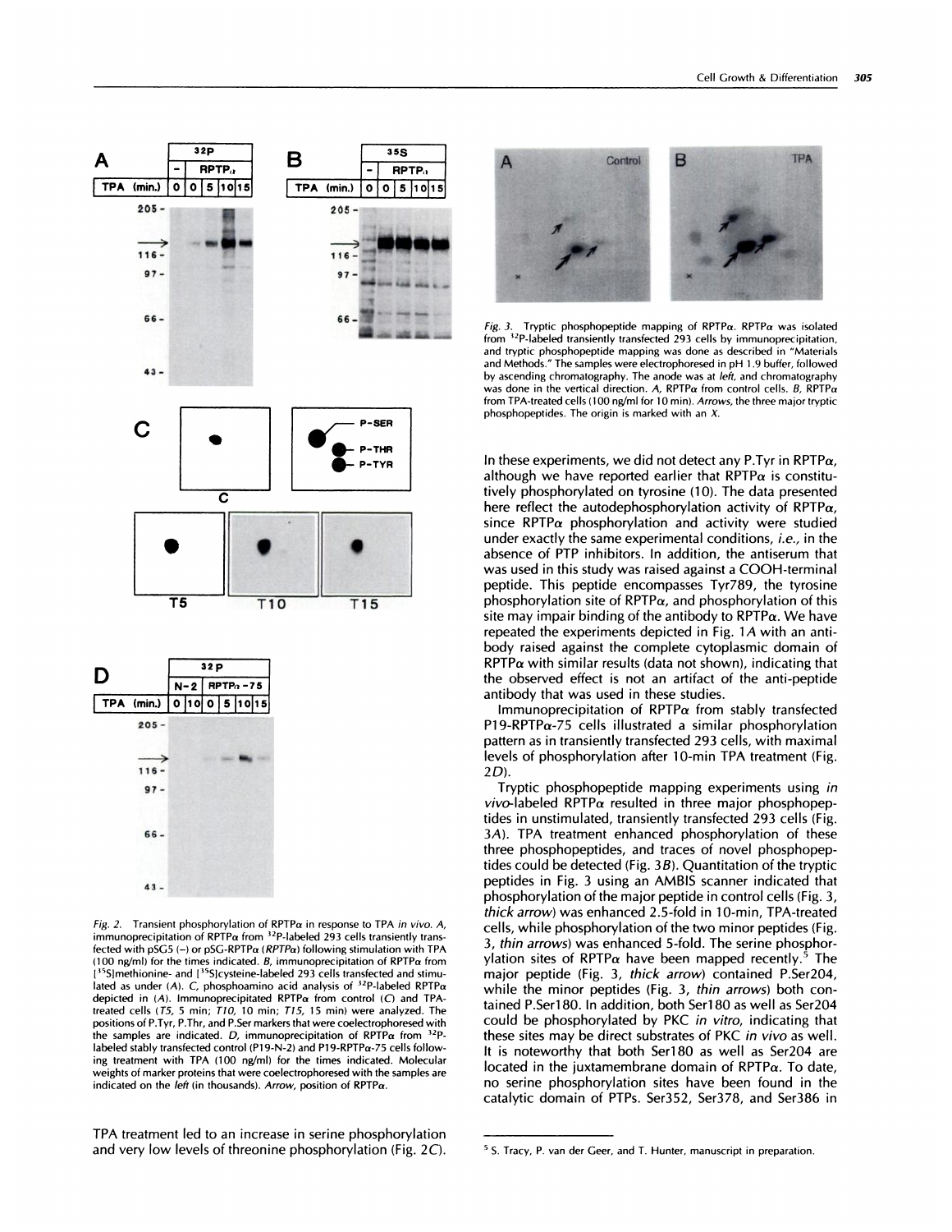Fig. 2. Transient phosphorylation of RPTPα in response to TPA *in vivo*. *A*, immunoprecipitation of RPTPα from $^{32}$P-labeled 293 cells transiently transfected with pSG5 (–) or pSG-RPTPα (*RPTPα*) following stimulation with TPA (100 ng/ml) for the times indicated. *B*, immunoprecipitation of RPTPα from [$^{35}$S]methionine- and [$^{35}$S]cysteine-labeled 293 cells transfected and stimulated as under (*A*). *C*, phosphoamino acid analysis of $^{32}$P-labeled RPTPα depicted in (*A*). Immunoprecipitated RPTPα from control (*C*) and TPA-treated cells (*T5*, 5 min; *T10*, 10 min; *T15*, 15 min) were analyzed. The positions of P.Tyr, P.Thr, and P.Ser markers that were coelectrophoresed with the samples are indicated. *D*, immunoprecipitation of RPTPα from $^{32}$P-labeled stably transfected control (P19-N-2) and P19-RPTPα-75 cells following treatment with TPA (100 ng/ml) for the times indicated. Molecular weights of marker proteins that were coelectrophoresed with the samples are indicated on the *left* (in thousands). *Arrow*, position of RPTPα.

TPA treatment led to an increase in serine phosphorylation and very low levels of threonine phosphorylation (Fig. 2C).

Fig. 3. Tryptic phosphopeptide mapping of RPTPα. RPTPα was isolated from $^{32}$P-labeled transiently transfected 293 cells by immunoprecipitation, and tryptic phosphopeptide mapping was done as described in "Materials and Methods." The samples were electrophoresed in pH 1.9 buffer, followed by ascending chromatography. The anode was at *left*, and chromatography was done in the vertical direction. *A*, RPTPα from control cells. *B*, RPTPα from TPA-treated cells (100 ng/ml for 10 min). *Arrows*, the three major tryptic phosphopeptides. The origin is marked with an *X*.

In these experiments, we did not detect any P.Tyr in RPTPα, although we have reported earlier that RPTPα is constitutively phosphorylated on tyrosine (10). The data presented here reflect the autodephosphorylation activity of RPTPα, since RPTPα phosphorylation and activity were studied under exactly the same experimental conditions, *i.e.*, in the absence of PTP inhibitors. In addition, the antiserum that was used in this study was raised against a COOH-terminal peptide. This peptide encompasses Tyr789, the tyrosine phosphorylation site of RPTPα, and phosphorylation of this site may impair binding of the antibody to RPTPα. We have repeated the experiments depicted in Fig. 1A with an antibody raised against the complete cytoplasmic domain of RPTPα with similar results (data not shown), indicating that the observed effect is not an artifact of the anti-peptide antibody that was used in these studies.

Immunoprecipitation of RPTPα from stably transfected P19-RPTPα-75 cells illustrated a similar phosphorylation pattern as in transiently transfected 293 cells, with maximal levels of phosphorylation after 10-min TPA treatment (Fig. 2D).

Tryptic phosphopeptide mapping experiments using *in vivo*-labeled RPTPα resulted in three major phosphopeptides in unstimulated, transiently transfected 293 cells (Fig. 3A). TPA treatment enhanced phosphorylation of these three phosphopeptides, and traces of novel phosphopeptides could be detected (Fig. 3B). Quantitation of the tryptic peptides in Fig. 3 using an AMBIS scanner indicated that phosphorylation of the major peptide in control cells (Fig. 3, *thick arrow*) was enhanced 2.5-fold in 10-min, TPA-treated cells, while phosphorylation of the two minor peptides (Fig. 3, *thin arrows*) was enhanced 5-fold. The serine phosphorylation sites of RPTPα have been mapped recently.[5] The major peptide (Fig. 3, *thick arrow*) contained P.Ser204, while the minor peptides (Fig. 3, *thin arrows*) both contained P.Ser180. In addition, both Ser180 as well as Ser204 could be phosphorylated by PKC *in vitro*, indicating that these sites may be direct substrates of PKC *in vivo* as well. It is noteworthy that both Ser180 as well as Ser204 are located in the juxtamembrane domain of RPTPα. To date, no serine phosphorylation sites have been found in the catalytic domain of PTPs. Ser352, Ser378, and Ser386 in

[5] S. Tracy, P. van der Geer, and T. Hunter, manuscript in preparation.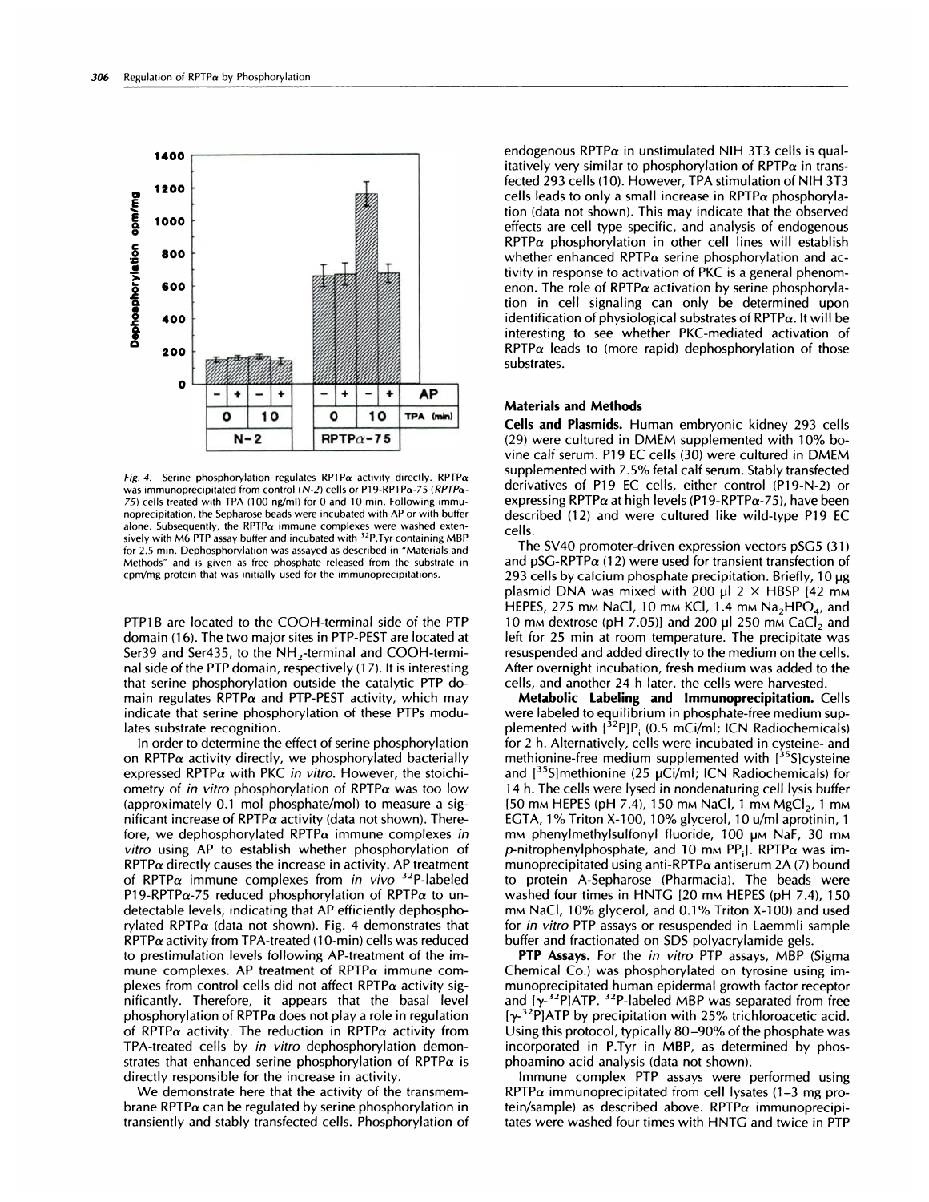*Fig. 4.* Serine phosphorylation regulates RPTPα activity directly. RPTPα was immunoprecipitated from control (*N-2*) cells or P19-RPTPα-75 (*RPTPα-75*) cells treated with TPA (100 ng/ml) for 0 and 10 min. Following immunoprecipitation, the Sepharose beads were incubated with AP or with buffer alone. Subsequently, the RPTPα immune complexes were washed extensively with M6 PTP assay buffer and incubated with $^{32}$P.Tyr containing MBP for 2.5 min. Dephosphorylation was assayed as described in "Materials and Methods" and is given as free phosphate released from the substrate in cpm/mg protein that was initially used for the immunoprecipitations.

PTP1B are located to the COOH-terminal side of the PTP domain (16). The two major sites in PTP-PEST are located at Ser39 and Ser435, to the $NH_2$-terminal and COOH-terminal side of the PTP domain, respectively (17). It is interesting that serine phosphorylation outside the catalytic PTP domain regulates RPTPα and PTP-PEST activity, which may indicate that serine phosphorylation of these PTPs modulates substrate recognition.

In order to determine the effect of serine phosphorylation on RPTPα activity directly, we phosphorylated bacterially expressed RPTPα with PKC *in vitro*. However, the stoichiometry of *in vitro* phosphorylation of RPTPα was too low (approximately 0.1 mol phosphate/mol) to measure a significant increase of RPTPα activity (data not shown). Therefore, we dephosphorylated RPTPα immune complexes *in vitro* using AP to establish whether phosphorylation of RPTPα directly causes the increase in activity. AP treatment of RPTPα immune complexes from *in vivo* $^{32}$P-labeled P19-RPTPα-75 reduced phosphorylation of RPTPα to undetectable levels, indicating that AP efficiently dephosphorylated RPTPα (data not shown). Fig. 4 demonstrates that RPTPα activity from TPA-treated (10-min) cells was reduced to prestimulation levels following AP-treatment of the immune complexes. AP treatment of RPTPα immune complexes from control cells did not affect RPTPα activity significantly. Therefore, it appears that the basal level phosphorylation of RPTPα does not play a role in regulation of RPTPα activity. The reduction in RPTPα activity from TPA-treated cells by *in vitro* dephosphorylation demonstrates that enhanced serine phosphorylation of RPTPα is directly responsible for the increase in activity.

We demonstrate here that the activity of the transmembrane RPTPα can be regulated by serine phosphorylation in transiently and stably transfected cells. Phosphorylation of endogenous RPTPα in unstimulated NIH 3T3 cells is qualitatively very similar to phosphorylation of RPTPα in transfected 293 cells (10). However, TPA stimulation of NIH 3T3 cells leads to only a small increase in RPTPα phosphorylation (data not shown). This may indicate that the observed effects are cell type specific, and analysis of endogenous RPTPα phosphorylation in other cell lines will establish whether enhanced RPTPα serine phosphorylation and activity in response to activation of PKC is a general phenomenon. The role of RPTPα activation by serine phosphorylation in cell signaling can only be determined upon identification of physiological substrates of RPTPα. It will be interesting to see whether PKC-mediated activation of RPTPα leads to (more rapid) dephosphorylation of those substrates.

## Materials and Methods

**Cells and Plasmids.** Human embryonic kidney 293 cells (29) were cultured in DMEM supplemented with 10% bovine calf serum. P19 EC cells (30) were cultured in DMEM supplemented with 7.5% fetal calf serum. Stably transfected derivatives of P19 EC cells, either control (P19-N-2) or expressing RPTPα at high levels (P19-RPTPα-75), have been described (12) and were cultured like wild-type P19 EC cells.

The SV40 promoter-driven expression vectors pSG5 (31) and pSG-RPTPα (12) were used for transient transfection of 293 cells by calcium phosphate precipitation. Briefly, 10 μg plasmid DNA was mixed with 200 μl 2 × HBSP [42 mM HEPES, 275 mM NaCl, 10 mM KCl, 1.4 mM $Na_2HPO_4$, and 10 mM dextrose (pH 7.05)] and 200 μl 250 mM $CaCl_2$ and left for 25 min at room temperature. The precipitate was resuspended and added directly to the medium on the cells. After overnight incubation, fresh medium was added to the cells, and another 24 h later, the cells were harvested.

**Metabolic Labeling and Immunoprecipitation.** Cells were labeled to equilibrium in phosphate-free medium supplemented with [$^{32}$P]$P_i$ (0.5 mCi/ml; ICN Radiochemicals) for 2 h. Alternatively, cells were incubated in cysteine- and methionine-free medium supplemented with [$^{35}$S]cysteine and [$^{35}$S]methionine (25 μCi/ml; ICN Radiochemicals) for 14 h. The cells were lysed in nondenaturing cell lysis buffer [50 mM HEPES (pH 7.4), 150 mM NaCl, 1 mM $MgCl_2$, 1 mM EGTA, 1% Triton X-100, 10% glycerol, 10 u/ml aprotinin, 1 mM phenylmethylsulfonyl fluoride, 100 μM NaF, 30 mM *p*-nitrophenylphosphate, and 10 mM $PP_i$]. RPTPα was immunoprecipitated using anti-RPTPα antiserum 2A (7) bound to protein A-Sepharose (Pharmacia). The beads were washed four times in HNTG [20 mM HEPES (pH 7.4), 150 mM NaCl, 10% glycerol, and 0.1% Triton X-100) and used for *in vitro* PTP assays or resuspended in Laemmli sample buffer and fractionated on SDS polyacrylamide gels.

**PTP Assays.** For the *in vitro* PTP assays, MBP (Sigma Chemical Co.) was phosphorylated on tyrosine using immunoprecipitated human epidermal growth factor receptor and [γ-$^{32}$P]ATP. $^{32}$P-labeled MBP was separated from free [γ-$^{32}$P]ATP by precipitation with 25% trichloroacetic acid. Using this protocol, typically 80–90% of the phosphate was incorporated in P.Tyr in MBP, as determined by phosphoamino acid analysis (data not shown).

Immune complex PTP assays were performed using RPTPα immunoprecipitated from cell lysates (1–3 mg protein/sample) as described above. RPTPα immunoprecipitates were washed four times with HNTG and twice in PTP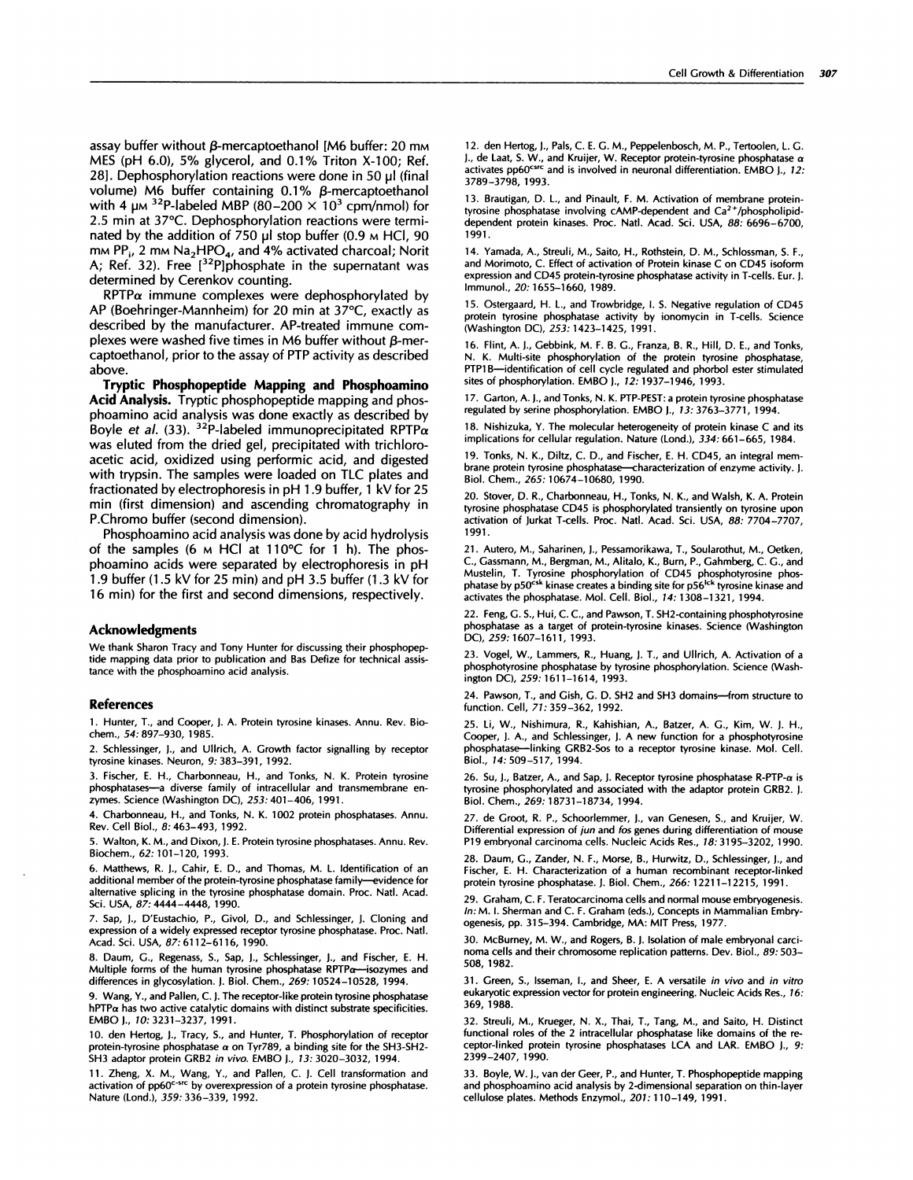assay buffer without β-mercaptoethanol [M6 buffer: 20 mM MES (pH 6.0), 5% glycerol, and 0.1% Triton X-100; Ref. 28]. Dephosphorylation reactions were done in 50 μl (final volume) M6 buffer containing 0.1% β-mercaptoethanol with 4 μM $^{32}$P-labeled MBP (80–200 × $10^3$ cpm/nmol) for 2.5 min at 37°C. Dephosphorylation reactions were terminated by the addition of 750 μl stop buffer (0.9 M HCl, 90 mM $PP_i$, 2 mM $Na_2HPO_4$, and 4% activated charcoal; Norit A; Ref. 32). Free [$^{32}$P]phosphate in the supernatant was determined by Cerenkov counting.

RPTPα immune complexes were dephosphorylated by AP (Boehringer-Mannheim) for 20 min at 37°C, exactly as described by the manufacturer. AP-treated immune complexes were washed five times in M6 buffer without β-mercaptoethanol, prior to the assay of PTP activity as described above.

**Tryptic Phosphopeptide Mapping and Phosphoamino Acid Analysis.** Tryptic phosphopeptide mapping and phosphoamino acid analysis was done exactly as described by Boyle *et al.* (33). $^{32}$P-labeled immunoprecipitated RPTPα was eluted from the dried gel, precipitated with trichloroacetic acid, oxidized using performic acid, and digested with trypsin. The samples were loaded on TLC plates and fractionated by electrophoresis in pH 1.9 buffer, 1 kV for 25 min (first dimension) and ascending chromatography in P.Chromo buffer (second dimension).

Phosphoamino acid analysis was done by acid hydrolysis of the samples (6 M HCl at 110°C for 1 h). The phosphoamino acids were separated by electrophoresis in pH 1.9 buffer (1.5 kV for 25 min) and pH 3.5 buffer (1.3 kV for 16 min) for the first and second dimensions, respectively.

## Acknowledgments

We thank Sharon Tracy and Tony Hunter for discussing their phosphopeptide mapping data prior to publication and Bas Defize for technical assistance with the phosphoamino acid analysis.

## References

1. Hunter, T., and Cooper, J. A. Protein tyrosine kinases. Annu. Rev. Biochem., *54:* 897–930, 1985.

2. Schlessinger, J., and Ullrich, A. Growth factor signalling by receptor tyrosine kinases. Neuron, *9:* 383–391, 1992.

3. Fischer, E. H., Charbonneau, H., and Tonks, N. K. Protein tyrosine phosphatases—a diverse family of intracellular and transmembrane enzymes. Science (Washington DC), *253:* 401–406, 1991.

4. Charbonneau, H., and Tonks, N. K. 1002 protein phosphatases. Annu. Rev. Cell Biol., *8:* 463–493, 1992.

5. Walton, K. M., and Dixon, J. E. Protein tyrosine phosphatases. Annu. Rev. Biochem., *62:* 101–120, 1993.

6. Matthews, R. J., Cahir, E. D., and Thomas, M. L. Identification of an additional member of the protein-tyrosine phosphatase family—evidence for alternative splicing in the tyrosine phosphatase domain. Proc. Natl. Acad. Sci. USA, *87:* 4444–4448, 1990.

7. Sap, J., D'Eustachio, P., Givol, D., and Schlessinger, J. Cloning and expression of a widely expressed receptor tyrosine phosphatase. Proc. Natl. Acad. Sci. USA, *87:* 6112–6116, 1990.

8. Daum, G., Regenass, S., Sap, J., Schlessinger, J., and Fischer, E. H. Multiple forms of the human tyrosine phosphatase RPTPα—isozymes and differences in glycosylation. J. Biol. Chem., *269:* 10524–10528, 1994.

9. Wang, Y., and Pallen, C. J. The receptor-like protein tyrosine phosphatase hPTPα has two active catalytic domains with distinct substrate specificities. EMBO J., *10:* 3231–3237, 1991.

10. den Hertog, J., Tracy, S., and Hunter, T. Phosphorylation of receptor protein-tyrosine phosphatase α on Tyr789, a binding site for the SH3-SH2-SH3 adaptor protein GRB2 *in vivo.* EMBO J., *13:* 3020–3032, 1994.

11. Zheng, X. M., Wang, Y., and Pallen, C. J. Cell transformation and activation of pp60$^{c-src}$ by overexpression of a protein tyrosine phosphatase. Nature (Lond.), *359:* 336–339, 1992.

12. den Hertog, J., Pals, C. E. G. M., Peppelenbosch, M. P., Tertoolen, L. G. J., de Laat, S. W., and Kruijer, W. Receptor protein-tyrosine phosphatase α activates pp60$^{csrc}$ and is involved in neuronal differentiation. EMBO J., *12:* 3789–3798, 1993.

13. Brautigan, D. L., and Pinault, F. M. Activation of membrane protein-tyrosine phosphatase involving cAMP-dependent and $Ca^{2+}$/phospholipid-dependent protein kinases. Proc. Natl. Acad. Sci. USA, *88:* 6696–6700, 1991.

14. Yamada, A., Streuli, M., Saito, H., Rothstein, D. M., Schlossman, S. F., and Morimoto, C. Effect of activation of Protein kinase C on CD45 isoform expression and CD45 protein-tyrosine phosphatase activity in T-cells. Eur. J. Immunol., *20:* 1655–1660, 1989.

15. Ostergaard, H. L., and Trowbridge, I. S. Negative regulation of CD45 protein tyrosine phosphatase activity by ionomycin in T-cells. Science (Washington DC), *253:* 1423–1425, 1991.

16. Flint, A. J., Gebbink, M. F. B. G., Franza, B. R., Hill, D. E., and Tonks, N. K. Multi-site phosphorylation of the protein tyrosine phosphatase, PTP1B—identification of cell cycle regulated and phorbol ester stimulated sites of phosphorylation. EMBO J., *12:* 1937–1946, 1993.

17. Garton, A. J., and Tonks, N. K. PTP-PEST: a protein tyrosine phosphatase regulated by serine phosphorylation. EMBO J., *13:* 3763–3771, 1994.

18. Nishizuka, Y. The molecular heterogeneity of protein kinase C and its implications for cellular regulation. Nature (Lond.), *334:* 661–665, 1984.

19. Tonks, N. K., Diltz, C. D., and Fischer, E. H. CD45, an integral membrane protein tyrosine phosphatase—characterization of enzyme activity. J. Biol. Chem., *265:* 10674–10680, 1990.

20. Stover, D. R., Charbonneau, H., Tonks, N. K., and Walsh, K. A. Protein tyrosine phosphatase CD45 is phosphorylated transiently on tyrosine upon activation of Jurkat T-cells. Proc. Natl. Acad. Sci. USA, *88:* 7704–7707, 1991.

21. Autero, M., Saharinen, J., Pessamorikawa, T., Soularothut, M., Oetken, C., Gassmann, M., Bergman, M., Alitalo, K., Burn, P., Gahmberg, C. G., and Mustelin, T. Tyrosine phosphorylation of CD45 phosphotyrosine phosphatase by p50$^{csk}$ kinase creates a binding site for p56$^{lck}$ tyrosine kinase and activates the phosphatase. Mol. Cell. Biol., *14:* 1308–1321, 1994.

22. Feng, G. S., Hui, C. C., and Pawson, T. SH2-containing phosphotyrosine phosphatase as a target of protein-tyrosine kinases. Science (Washington DC), *259:* 1607–1611, 1993.

23. Vogel, W., Lammers, R., Huang, J. T., and Ullrich, A. Activation of a phosphotyrosine phosphatase by tyrosine phosphorylation. Science (Washington DC), *259:* 1611–1614, 1993.

24. Pawson, T., and Gish, G. D. SH2 and SH3 domains—from structure to function. Cell, *71:* 359–362, 1992.

25. Li, W., Nishimura, R., Kahishian, A., Batzer, A. G., Kim, W. J. H., Cooper, J. A., and Schlessinger, J. A new function for a phosphotyrosine phosphatase—linking GRB2-Sos to a receptor tyrosine kinase. Mol. Cell. Biol., *14:* 509–517, 1994.

26. Su, J., Batzer, A., and Sap, J. Receptor tyrosine phosphatase R-PTP-α is tyrosine phosphorylated and associated with the adaptor protein GRB2. J. Biol. Chem., *269:* 18731–18734, 1994.

27. de Groot, R. P., Schoorlemmer, J., van Genesen, S., and Kruijer, W. Differential expression of *jun* and *fos* genes during differentiation of mouse P19 embryonal carcinoma cells. Nucleic Acids Res., *18:* 3195–3202, 1990.

28. Daum, G., Zander, N. F., Morse, B., Hurwitz, D., Schlessinger, J., and Fischer, E. H. Characterization of a human recombinant receptor-linked protein tyrosine phosphatase. J. Biol. Chem., *266:* 12211–12215, 1991.

29. Graham, C. F. Teratocarcinoma cells and normal mouse embryogenesis. *In:* M. I. Sherman and C. F. Graham (eds.), Concepts in Mammalian Embryogenesis, pp. 315–394. Cambridge, MA: MIT Press, 1977.

30. McBurney, M. W., and Rogers, B. J. Isolation of male embryonal carcinoma cells and their chromosome replication patterns. Dev. Biol., *89:* 503–508, 1982.

31. Green, S., Isseman, I., and Sheer, E. A versatile *in vivo* and *in vitro* eukaryotic expression vector for protein engineering. Nucleic Acids Res., *16:* 369, 1988.

32. Streuli, M., Krueger, N. X., Thai, T., Tang, M., and Saito, H. Distinct functional roles of the 2 intracellular phosphatase like domains of the receptor-linked protein tyrosine phosphatases LCA and LAR. EMBO J., *9:* 2399–2407, 1990.

33. Boyle, W. J., van der Geer, P., and Hunter, T. Phosphopeptide mapping and phosphoamino acid analysis by 2-dimensional separation on thin-layer cellulose plates. Methods Enzymol., *201:* 110–149, 1991.